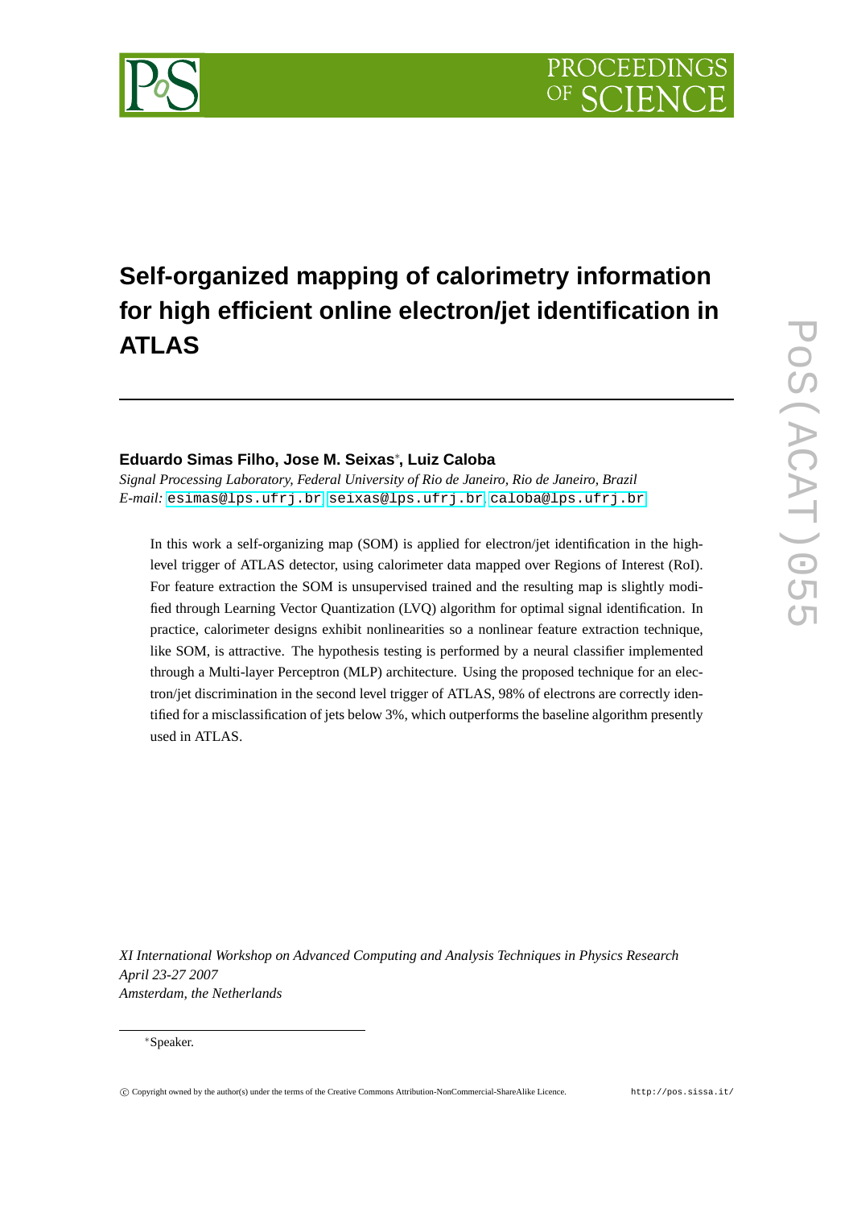# Self-organized mapping of calorimetry information for high efficient online electron/jet identification in ATLAS

**Eduardo Simas Filho, Jose M. Seixas***, **Luiz Caloba**

*Signal Processing Laboratory, Federal University of Rio de Janeiro, Rio de Janeiro, Brazil*
*E-mail:* esimas@lps.ufrj.br, seixas@lps.ufrj.br, caloba@lps.ufrj.br

In this work a self-organizing map (SOM) is applied for electron/jet identification in the high-level trigger of ATLAS detector, using calorimeter data mapped over Regions of Interest (RoI). For feature extraction the SOM is unsupervised trained and the resulting map is slightly modified through Learning Vector Quantization (LVQ) algorithm for optimal signal identification. In practice, calorimeter designs exhibit nonlinearities so a nonlinear feature extraction technique, like SOM, is attractive. The hypothesis testing is performed by a neural classifier implemented through a Multi-layer Perceptron (MLP) architecture. Using the proposed technique for an electron/jet discrimination in the second level trigger of ATLAS, 98% of electrons are correctly identified for a misclassification of jets below 3%, which outperforms the baseline algorithm presently used in ATLAS.

*XI International Workshop on Advanced Computing and Analysis Techniques in Physics Research*
*April 23-27 2007*
*Amsterdam, the Netherlands*

*Speaker.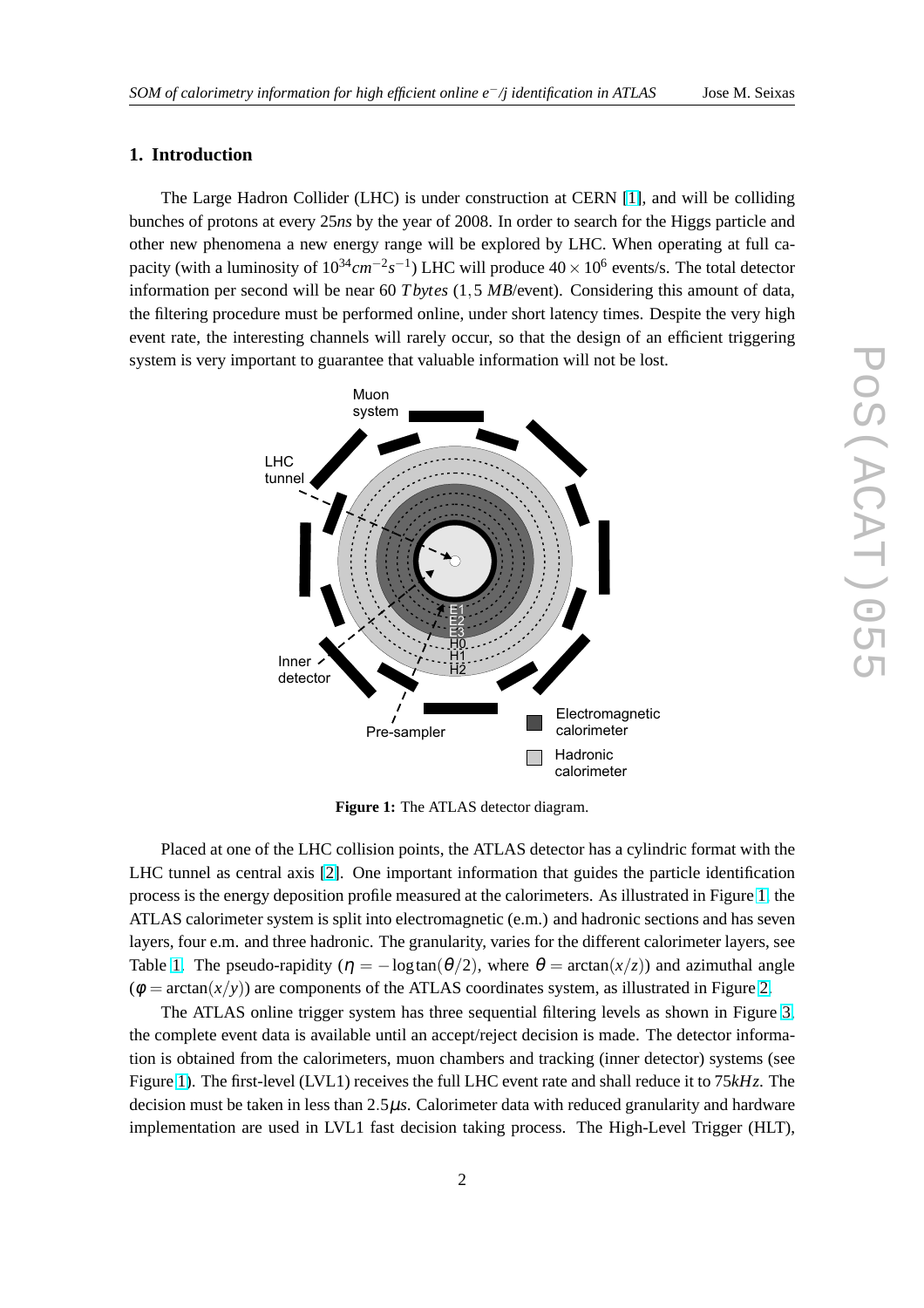## 1. Introduction

The Large Hadron Collider (LHC) is under construction at CERN [1], and will be colliding bunches of protons at every 25*ns* by the year of 2008. In order to search for the Higgs particle and other new phenomena a new energy range will be explored by LHC. When operating at full capacity (with a luminosity of $10^{34} cm^{-2}s^{-1}$) LHC will produce $40 \times 10^6$ events/s. The total detector information per second will be near 60 *Tbytes* (1,5 *MB*/event). Considering this amount of data, the filtering procedure must be performed online, under short latency times. Despite the very high event rate, the interesting channels will rarely occur, so that the design of an efficient triggering system is very important to guarantee that valuable information will not be lost.

**Figure 1:** The ATLAS detector diagram.

Placed at one of the LHC collision points, the ATLAS detector has a cylindric format with the LHC tunnel as central axis [2]. One important information that guides the particle identification process is the energy deposition profile measured at the calorimeters. As illustrated in Figure 1, the ATLAS calorimeter system is split into electromagnetic (e.m.) and hadronic sections and has seven layers, four e.m. and three hadronic. The granularity, varies for the different calorimeter layers, see Table 1. The pseudo-rapidity ($\eta = -\log\tan(\theta/2)$, where $\theta = \arctan(x/z)$) and azimuthal angle ($\phi = \arctan(x/y)$) are components of the ATLAS coordinates system, as illustrated in Figure 2.

The ATLAS online trigger system has three sequential filtering levels as shown in Figure 3, the complete event data is available until an accept/reject decision is made. The detector information is obtained from the calorimeters, muon chambers and tracking (inner detector) systems (see Figure 1). The first-level (LVL1) receives the full LHC event rate and shall reduce it to 75*kHz*. The decision must be taken in less than 2.5$\mu s$. Calorimeter data with reduced granularity and hardware implementation are used in LVL1 fast decision taking process. The High-Level Trigger (HLT),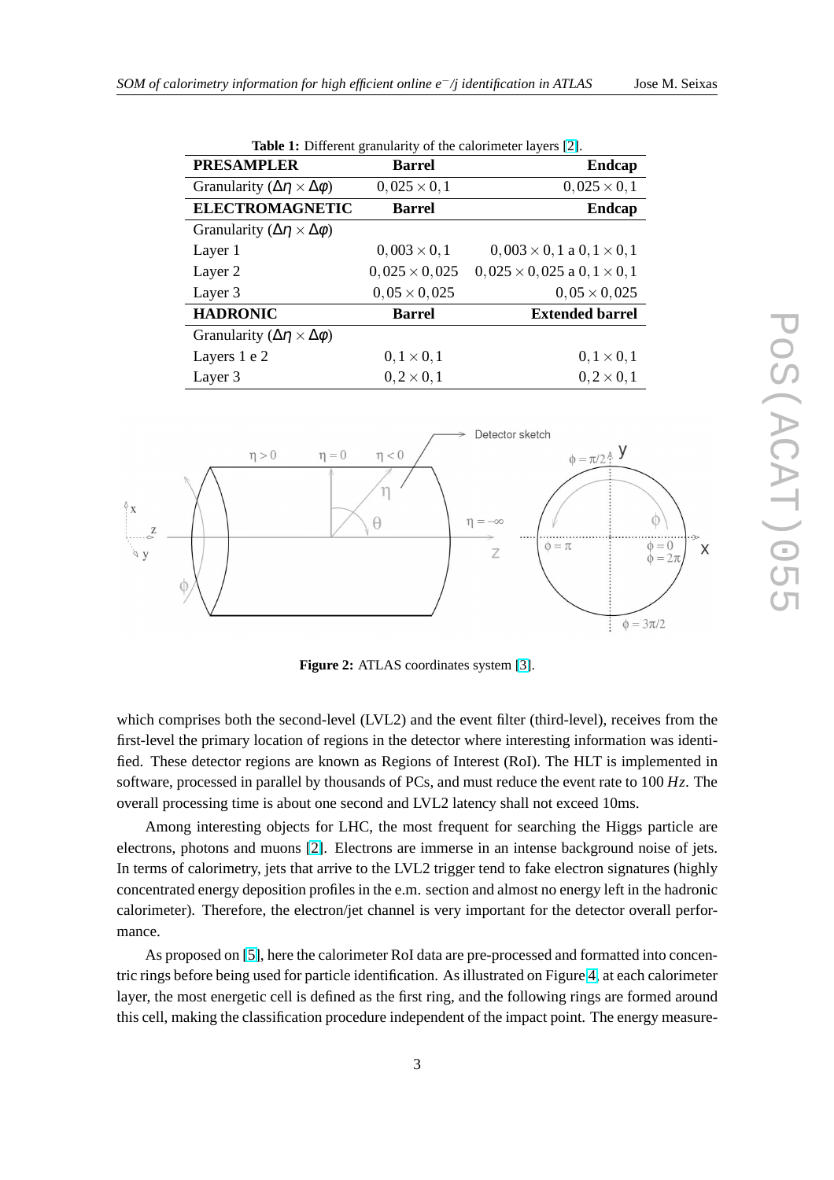**Table 1:** Different granularity of the calorimeter layers [2].

| **PRESAMPLER** | **Barrel** | **Endcap** |
|---|---|---|
| Granularity ($\Delta\eta \times \Delta\phi$) | $0,025 \times 0,1$ | $0,025 \times 0,1$ |
| **ELECTROMAGNETIC** | **Barrel** | **Endcap** |
| Granularity ($\Delta\eta \times \Delta\phi$) | | |
| Layer 1 | $0,003 \times 0,1$ | $0,003 \times 0,1$ a $0,1 \times 0,1$ |
| Layer 2 | $0,025 \times 0,025$ | $0,025 \times 0,025$ a $0,1 \times 0,1$ |
| Layer 3 | $0,05 \times 0,025$ | $0,05 \times 0,025$ |
| **HADRONIC** | **Barrel** | **Extended barrel** |
| Granularity ($\Delta\eta \times \Delta\phi$) | | |
| Layers 1 e 2 | $0,1 \times 0,1$ | $0,1 \times 0,1$ |
| Layer 3 | $0,2 \times 0,1$ | $0,2 \times 0,1$ |

**Figure 2:** ATLAS coordinates system [3].

which comprises both the second-level (LVL2) and the event filter (third-level), receives from the first-level the primary location of regions in the detector where interesting information was identified. These detector regions are known as Regions of Interest (RoI). The HLT is implemented in software, processed in parallel by thousands of PCs, and must reduce the event rate to 100 *Hz*. The overall processing time is about one second and LVL2 latency shall not exceed 10ms.

Among interesting objects for LHC, the most frequent for searching the Higgs particle are electrons, photons and muons [2]. Electrons are immerse in an intense background noise of jets. In terms of calorimetry, jets that arrive to the LVL2 trigger tend to fake electron signatures (highly concentrated energy deposition profiles in the e.m. section and almost no energy left in the hadronic calorimeter). Therefore, the electron/jet channel is very important for the detector overall performance.

As proposed on [5], here the calorimeter RoI data are pre-processed and formatted into concentric rings before being used for particle identification. As illustrated on Figure 4, at each calorimeter layer, the most energetic cell is defined as the first ring, and the following rings are formed around this cell, making the classification procedure independent of the impact point. The energy measure-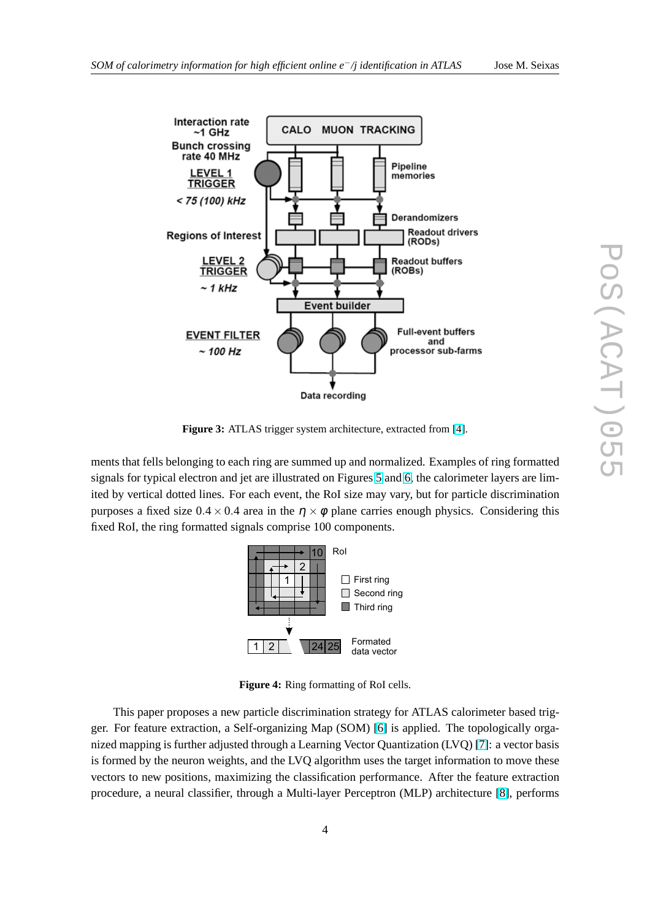**Figure 3:** ATLAS trigger system architecture, extracted from [4].

ments that fells belonging to each ring are summed up and normalized. Examples of ring formatted signals for typical electron and jet are illustrated on Figures 5 and 6, the calorimeter layers are limited by vertical dotted lines. For each event, the RoI size may vary, but for particle discrimination purposes a fixed size $0.4 \times 0.4$ area in the $\eta \times \varphi$ plane carries enough physics. Considering this fixed RoI, the ring formatted signals comprise 100 components.

**Figure 4:** Ring formatting of RoI cells.

This paper proposes a new particle discrimination strategy for ATLAS calorimeter based trigger. For feature extraction, a Self-organizing Map (SOM) [6] is applied. The topologically organized mapping is further adjusted through a Learning Vector Quantization (LVQ) [7]: a vector basis is formed by the neuron weights, and the LVQ algorithm uses the target information to move these vectors to new positions, maximizing the classification performance. After the feature extraction procedure, a neural classifier, through a Multi-layer Perceptron (MLP) architecture [8], performs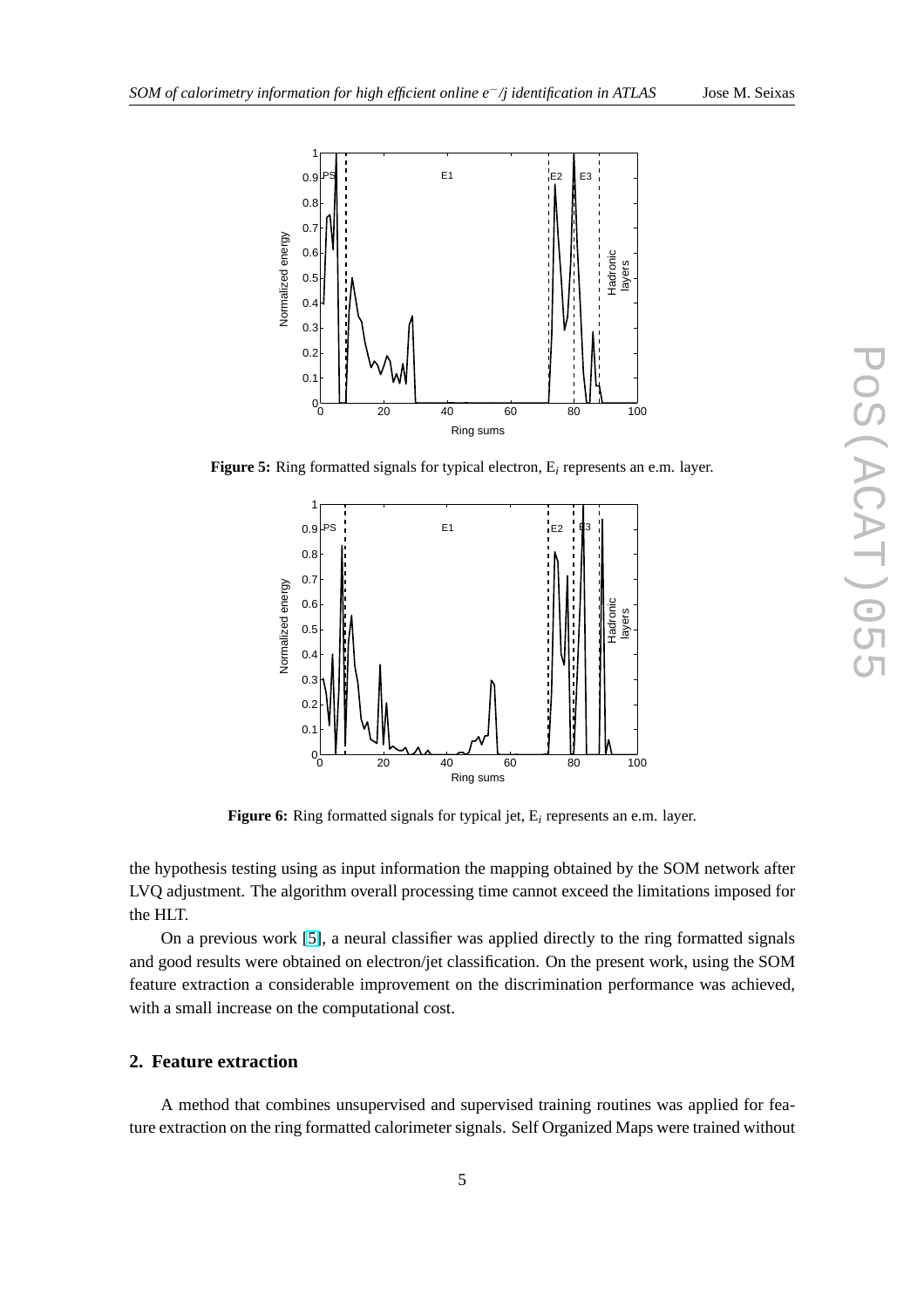**Figure 5:** Ring formatted signals for typical electron, $E_i$ represents an e.m. layer.

**Figure 6:** Ring formatted signals for typical jet, $E_i$ represents an e.m. layer.

the hypothesis testing using as input information the mapping obtained by the SOM network after LVQ adjustment. The algorithm overall processing time cannot exceed the limitations imposed for the HLT.

On a previous work [5], a neural classifier was applied directly to the ring formatted signals and good results were obtained on electron/jet classification. On the present work, using the SOM feature extraction a considerable improvement on the discrimination performance was achieved, with a small increase on the computational cost.

## 2. Feature extraction

A method that combines unsupervised and supervised training routines was applied for feature extraction on the ring formatted calorimeter signals. Self Organized Maps were trained without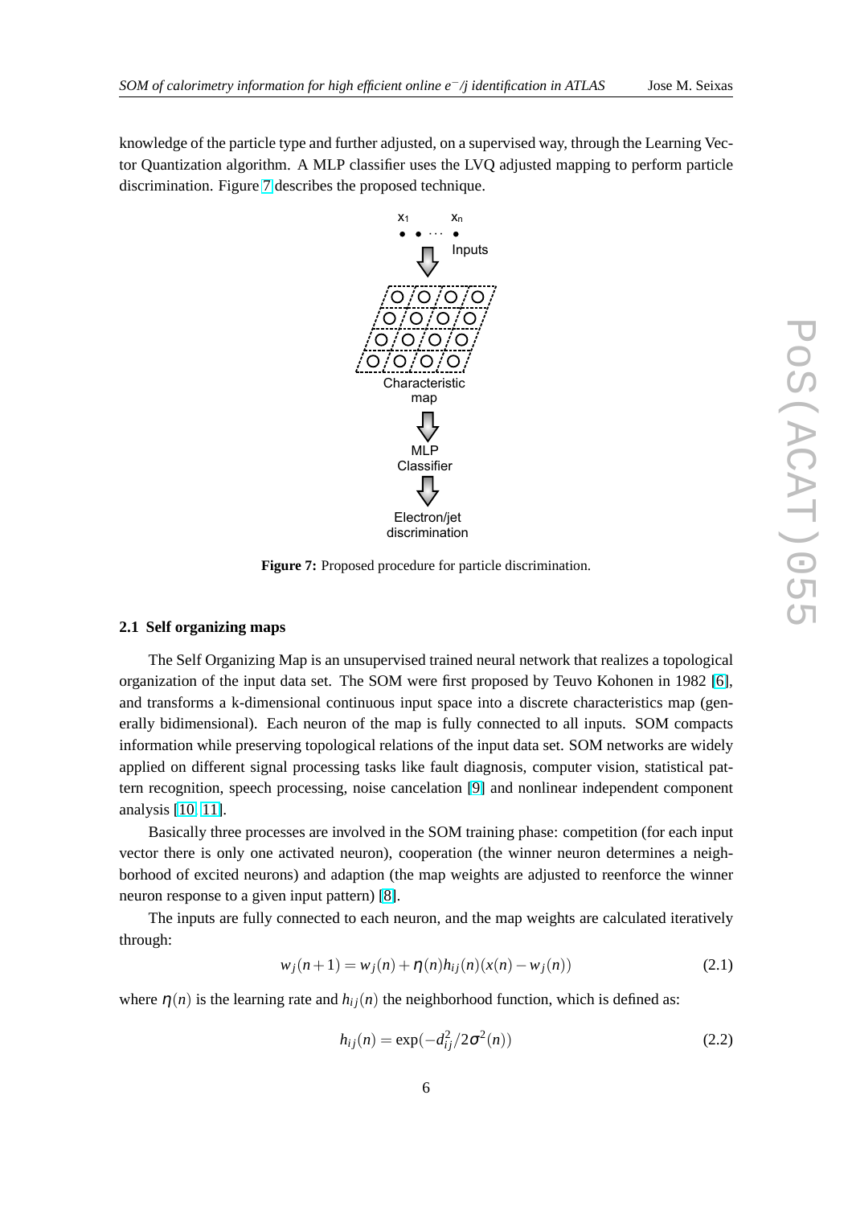knowledge of the particle type and further adjusted, on a supervised way, through the Learning Vector Quantization algorithm. A MLP classifier uses the LVQ adjusted mapping to perform particle discrimination. Figure 7 describes the proposed technique.

**Figure 7:** Proposed procedure for particle discrimination.

### 2.1 Self organizing maps

The Self Organizing Map is an unsupervised trained neural network that realizes a topological organization of the input data set. The SOM were first proposed by Teuvo Kohonen in 1982 [6], and transforms a k-dimensional continuous input space into a discrete characteristics map (generally bidimensional). Each neuron of the map is fully connected to all inputs. SOM compacts information while preserving topological relations of the input data set. SOM networks are widely applied on different signal processing tasks like fault diagnosis, computer vision, statistical pattern recognition, speech processing, noise cancelation [9] and nonlinear independent component analysis [10, 11].

Basically three processes are involved in the SOM training phase: competition (for each input vector there is only one activated neuron), cooperation (the winner neuron determines a neighborhood of excited neurons) and adaption (the map weights are adjusted to reenforce the winner neuron response to a given input pattern) [8].

The inputs are fully connected to each neuron, and the map weights are calculated iteratively through:

$$w_j(n+1) = w_j(n) + \eta(n) h_{ij}(n)(x(n) - w_j(n)) \tag{2.1}$$

where $\eta(n)$ is the learning rate and $h_{ij}(n)$ the neighborhood function, which is defined as:

$$h_{ij}(n) = \exp(-d_{ij}^2 / 2\sigma^2(n)) \tag{2.2}$$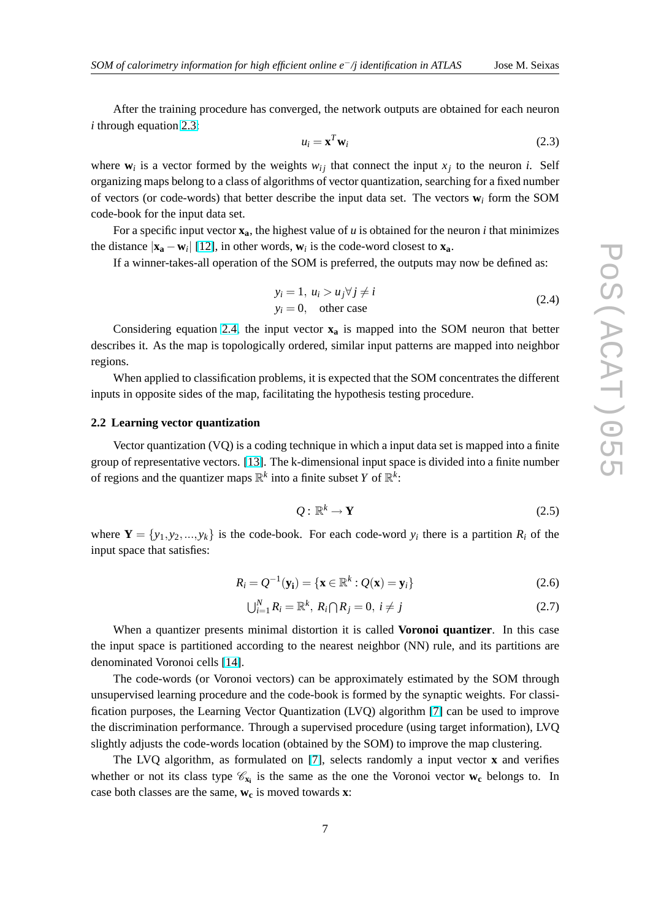After the training procedure has converged, the network outputs are obtained for each neuron $i$ through equation 2.3:

$$u_i = \mathbf{x}^T \mathbf{w}_i \tag{2.3}$$

where $\mathbf{w}_i$ is a vector formed by the weights $w_{ij}$ that connect the input $x_j$ to the neuron $i$. Self organizing maps belong to a class of algorithms of vector quantization, searching for a fixed number of vectors (or code-words) that better describe the input data set. The vectors $\mathbf{w}_i$ form the SOM code-book for the input data set.

For a specific input vector $\mathbf{x_a}$, the highest value of $u$ is obtained for the neuron $i$ that minimizes the distance $|\mathbf{x_a} - \mathbf{w}_i|$ [12], in other words, $\mathbf{w}_i$ is the code-word closest to $\mathbf{x_a}$.

If a winner-takes-all operation of the SOM is preferred, the outputs may now be defined as:

$$\begin{aligned} &y_i = 1, \; u_i > u_j \forall j \neq i \\ &y_i = 0, \quad \text{other case} \end{aligned} \tag{2.4}$$

Considering equation 2.4, the input vector $\mathbf{x_a}$ is mapped into the SOM neuron that better describes it. As the map is topologically ordered, similar input patterns are mapped into neighbor regions.

When applied to classification problems, it is expected that the SOM concentrates the different inputs in opposite sides of the map, facilitating the hypothesis testing procedure.

### 2.2 Learning vector quantization

Vector quantization (VQ) is a coding technique in which a input data set is mapped into a finite group of representative vectors. [13]. The k-dimensional input space is divided into a finite number of regions and the quantizer maps $\mathbb{R}^k$ into a finite subset $Y$ of $\mathbb{R}^k$:

$$Q : \mathbb{R}^k \rightarrow \mathbf{Y} \tag{2.5}$$

where $\mathbf{Y} = \{y_1, y_2, ..., y_k\}$ is the code-book. For each code-word $y_i$ there is a partition $R_i$ of the input space that satisfies:

$$R_i = Q^{-1}(\mathbf{y_i}) = \{\mathbf{x} \in \mathbb{R}^k : Q(\mathbf{x}) = \mathbf{y}_i\} \tag{2.6}$$

$$\bigcup_{i=1}^{N} R_i = \mathbb{R}^k, \; R_i \bigcap R_j = 0, \; i \neq j \tag{2.7}$$

When a quantizer presents minimal distortion it is called **Voronoi quantizer**. In this case the input space is partitioned according to the nearest neighbor (NN) rule, and its partitions are denominated Voronoi cells [14].

The code-words (or Voronoi vectors) can be approximately estimated by the SOM through unsupervised learning procedure and the code-book is formed by the synaptic weights. For classification purposes, the Learning Vector Quantization (LVQ) algorithm [7] can be used to improve the discrimination performance. Through a supervised procedure (using target information), LVQ slightly adjusts the code-words location (obtained by the SOM) to improve the map clustering.

The LVQ algorithm, as formulated on [7], selects randomly a input vector $\mathbf{x}$ and verifies whether or not its class type $\mathscr{C}_{\mathbf{x_i}}$ is the same as the one the Voronoi vector $\mathbf{w_c}$ belongs to. In case both classes are the same, $\mathbf{w_c}$ is moved towards $\mathbf{x}$: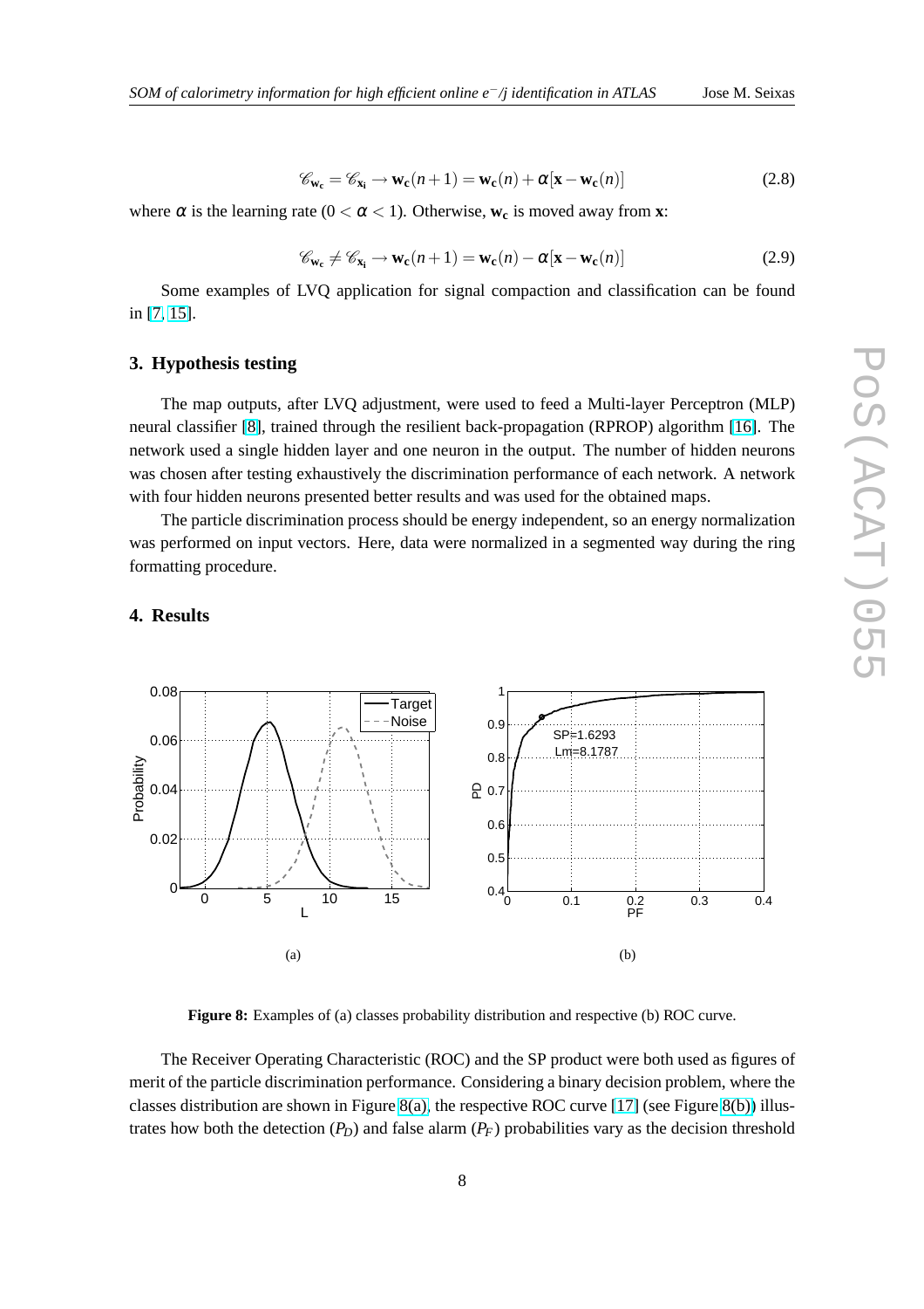$$\mathscr{C}_{\mathbf{w_c}} = \mathscr{C}_{\mathbf{x_i}} \rightarrow \mathbf{w_c}(n+1) = \mathbf{w_c}(n) + \alpha[\mathbf{x} - \mathbf{w_c}(n)] \tag{2.8}$$

where $\alpha$ is the learning rate ($0 < \alpha < 1$). Otherwise, $\mathbf{w_c}$ is moved away from $\mathbf{x}$:

$$\mathscr{C}_{\mathbf{w_c}} \neq \mathscr{C}_{\mathbf{x_i}} \rightarrow \mathbf{w_c}(n+1) = \mathbf{w_c}(n) - \alpha[\mathbf{x} - \mathbf{w_c}(n)] \tag{2.9}$$

Some examples of LVQ application for signal compaction and classification can be found in [7, 15].

## 3. Hypothesis testing

The map outputs, after LVQ adjustment, were used to feed a Multi-layer Perceptron (MLP) neural classifier [8], trained through the resilient back-propagation (RPROP) algorithm [16]. The network used a single hidden layer and one neuron in the output. The number of hidden neurons was chosen after testing exhaustively the discrimination performance of each network. A network with four hidden neurons presented better results and was used for the obtained maps.

The particle discrimination process should be energy independent, so an energy normalization was performed on input vectors. Here, data were normalized in a segmented way during the ring formatting procedure.

## 4. Results

(a)

(b)

**Figure 8:** Examples of (a) classes probability distribution and respective (b) ROC curve.

The Receiver Operating Characteristic (ROC) and the SP product were both used as figures of merit of the particle discrimination performance. Considering a binary decision problem, where the classes distribution are shown in Figure 8(a), the respective ROC curve [17] (see Figure 8(b)) illustrates how both the detection ($P_D$) and false alarm ($P_F$) probabilities vary as the decision threshold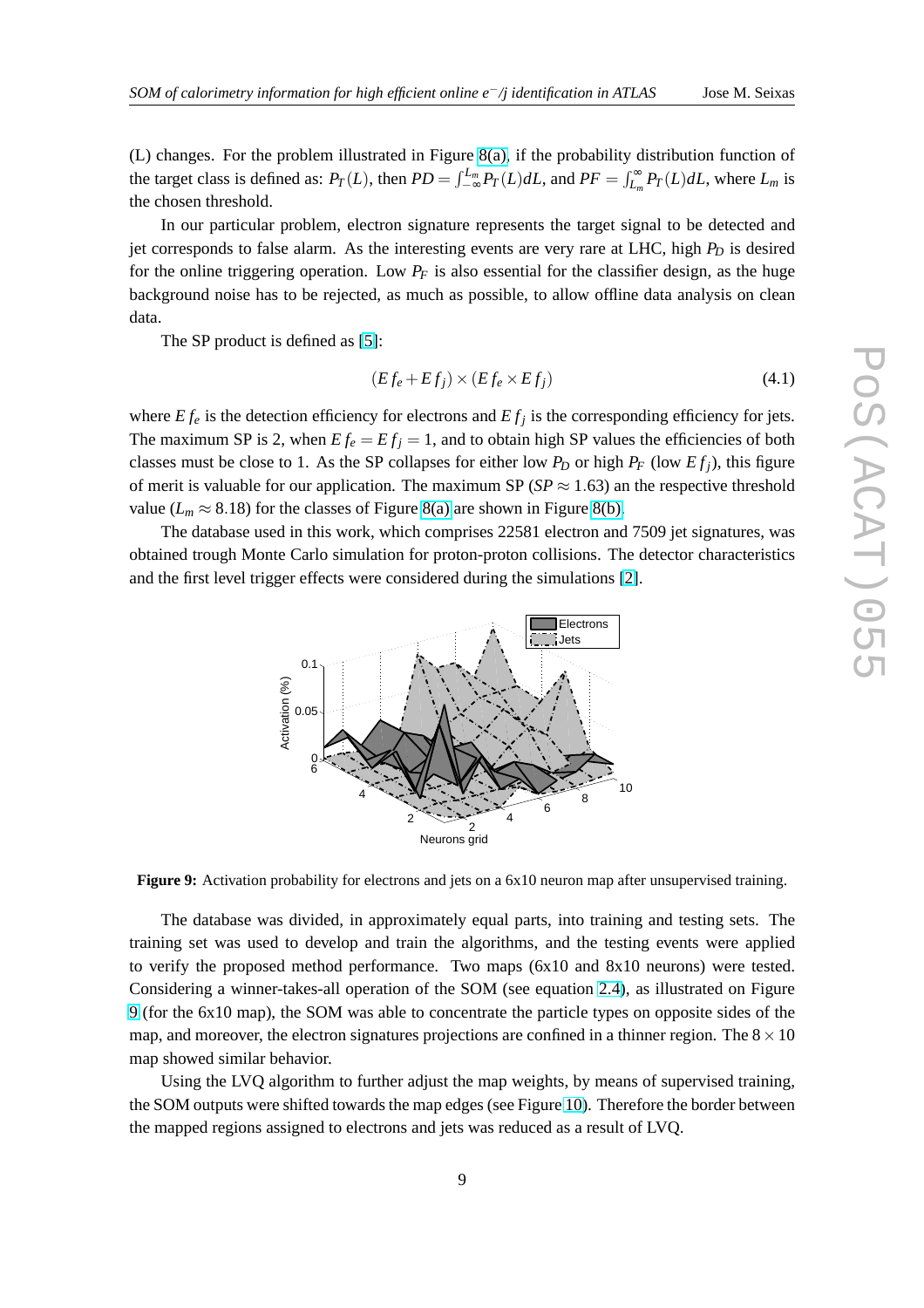(L) changes. For the problem illustrated in Figure 8(a), if the probability distribution function of the target class is defined as: $P_T(L)$, then $PD = \int_{-\infty}^{L_m} P_T(L)dL$, and $PF = \int_{L_m}^{\infty} P_T(L)dL$, where $L_m$ is the chosen threshold.

In our particular problem, electron signature represents the target signal to be detected and jet corresponds to false alarm. As the interesting events are very rare at LHC, high $P_D$ is desired for the online triggering operation. Low $P_F$ is also essential for the classifier design, as the huge background noise has to be rejected, as much as possible, to allow offline data analysis on clean data.

The SP product is defined as [5]:

$$(Ef_e + Ef_j) \times (Ef_e \times Ef_j) \tag{4.1}$$

where $Ef_e$ is the detection efficiency for electrons and $Ef_j$ is the corresponding efficiency for jets. The maximum SP is 2, when $Ef_e = Ef_j = 1$, and to obtain high SP values the efficiencies of both classes must be close to 1. As the SP collapses for either low $P_D$ or high $P_F$ (low $Ef_j$), this figure of merit is valuable for our application. The maximum SP ($SP \approx 1.63$) an the respective threshold value ($L_m \approx 8.18$) for the classes of Figure 8(a) are shown in Figure 8(b).

The database used in this work, which comprises 22581 electron and 7509 jet signatures, was obtained trough Monte Carlo simulation for proton-proton collisions. The detector characteristics and the first level trigger effects were considered during the simulations [2].

**Figure 9:** Activation probability for electrons and jets on a 6x10 neuron map after unsupervised training.

The database was divided, in approximately equal parts, into training and testing sets. The training set was used to develop and train the algorithms, and the testing events were applied to verify the proposed method performance. Two maps (6x10 and 8x10 neurons) were tested. Considering a winner-takes-all operation of the SOM (see equation 2.4), as illustrated on Figure 9 (for the 6x10 map), the SOM was able to concentrate the particle types on opposite sides of the map, and moreover, the electron signatures projections are confined in a thinner region. The $8 \times 10$ map showed similar behavior.

Using the LVQ algorithm to further adjust the map weights, by means of supervised training, the SOM outputs were shifted towards the map edges (see Figure 10). Therefore the border between the mapped regions assigned to electrons and jets was reduced as a result of LVQ.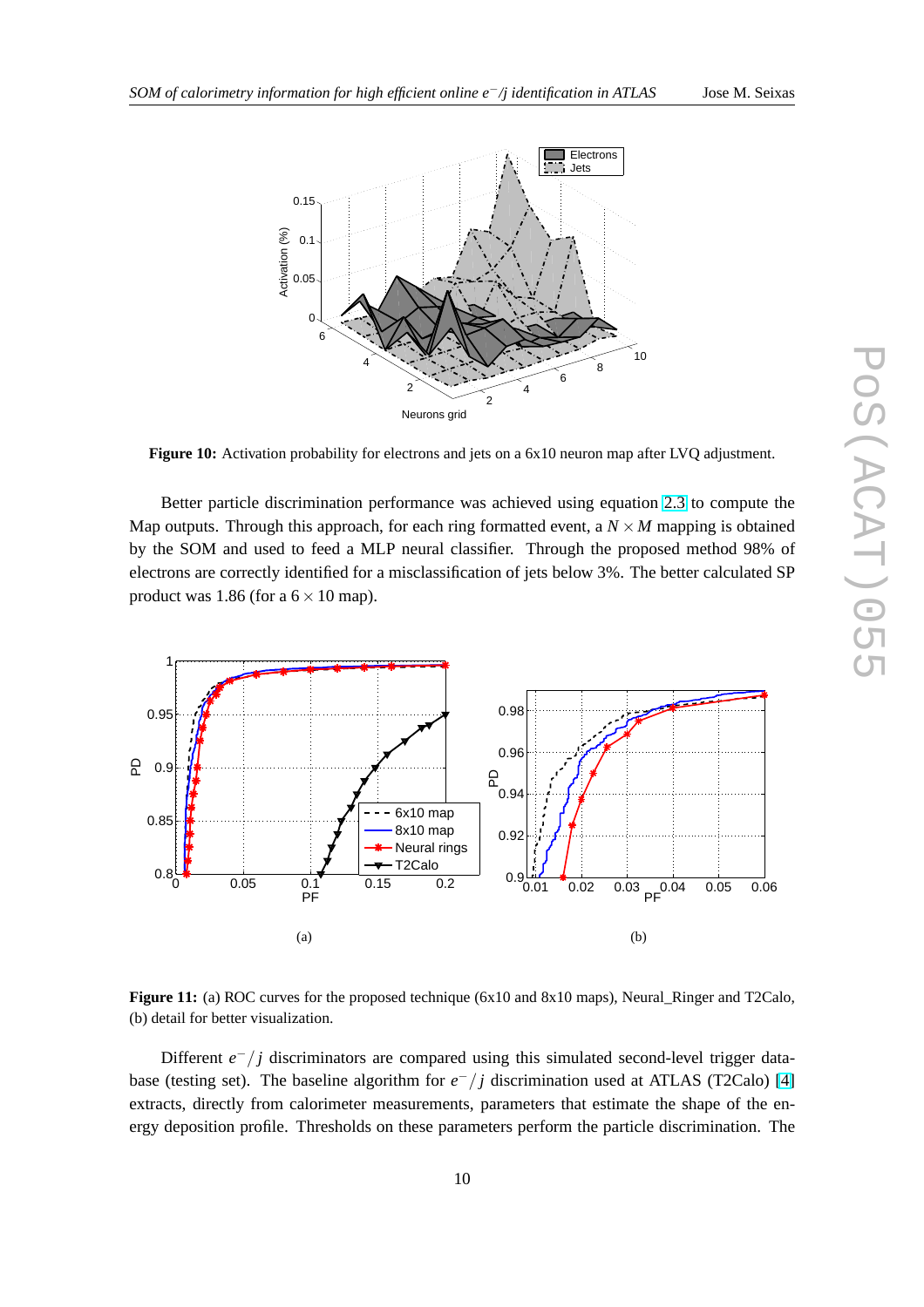**Figure 10:** Activation probability for electrons and jets on a 6x10 neuron map after LVQ adjustment.

Better particle discrimination performance was achieved using equation 2.3 to compute the Map outputs. Through this approach, for each ring formatted event, a $N \times M$ mapping is obtained by the SOM and used to feed a MLP neural classifier. Through the proposed method 98% of electrons are correctly identified for a misclassification of jets below 3%. The better calculated SP product was 1.86 (for a $6 \times 10$ map).

(a)

(b)

**Figure 11:** (a) ROC curves for the proposed technique (6x10 and 8x10 maps), Neural_Ringer and T2Calo, (b) detail for better visualization.

Different $e^{-}/j$ discriminators are compared using this simulated second-level trigger database (testing set). The baseline algorithm for $e^{-}/j$ discrimination used at ATLAS (T2Calo) [4] extracts, directly from calorimeter measurements, parameters that estimate the shape of the energy deposition profile. Thresholds on these parameters perform the particle discrimination. The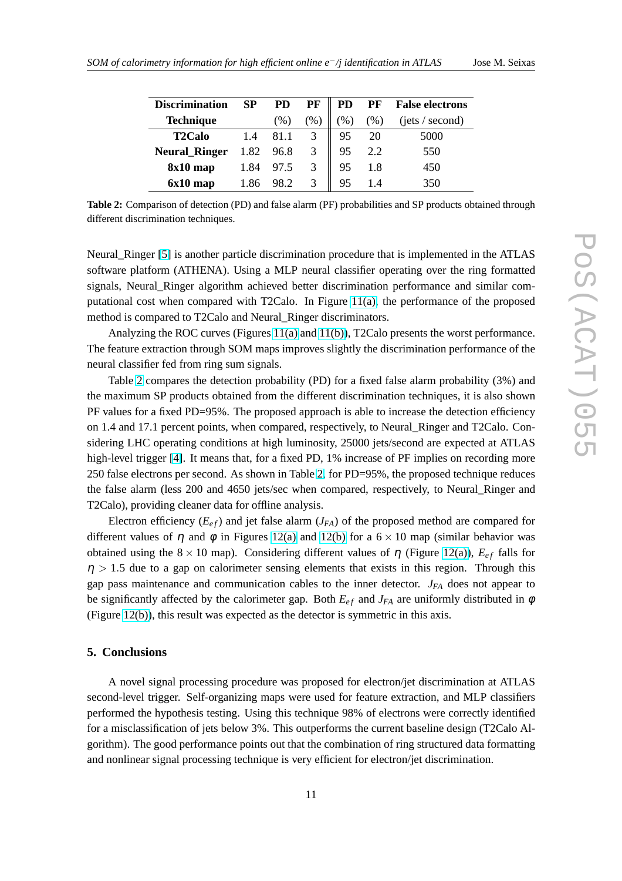| Discrimination Technique | SP | PD (%) | PF (%) | PD (%) | PF (%) | False electrons (jets / second) |
|---|---|---|---|---|---|---|
| **T2Calo** | 1.4 | 81.1 | 3 | 95 | 20 | 5000 |
| **Neural_Ringer** | 1.82 | 96.8 | 3 | 95 | 2.2 | 550 |
| **8x10 map** | 1.84 | 97.5 | 3 | 95 | 1.8 | 450 |
| **6x10 map** | 1.86 | 98.2 | 3 | 95 | 1.4 | 350 |

**Table 2:** Comparison of detection (PD) and false alarm (PF) probabilities and SP products obtained through different discrimination techniques.

Neural_Ringer [5] is another particle discrimination procedure that is implemented in the ATLAS software platform (ATHENA). Using a MLP neural classifier operating over the ring formatted signals, Neural_Ringer algorithm achieved better discrimination performance and similar computational cost when compared with T2Calo. In Figure 11(a), the performance of the proposed method is compared to T2Calo and Neural_Ringer discriminators.

Analyzing the ROC curves (Figures 11(a) and 11(b)), T2Calo presents the worst performance. The feature extraction through SOM maps improves slightly the discrimination performance of the neural classifier fed from ring sum signals.

Table 2 compares the detection probability (PD) for a fixed false alarm probability (3%) and the maximum SP products obtained from the different discrimination techniques, it is also shown PF values for a fixed PD=95%. The proposed approach is able to increase the detection efficiency on 1.4 and 17.1 percent points, when compared, respectively, to Neural_Ringer and T2Calo. Considering LHC operating conditions at high luminosity, 25000 jets/second are expected at ATLAS high-level trigger [4]. It means that, for a fixed PD, 1% increase of PF implies on recording more 250 false electrons per second. As shown in Table 2, for PD=95%, the proposed technique reduces the false alarm (less 200 and 4650 jets/sec when compared, respectively, to Neural_Ringer and T2Calo), providing cleaner data for offline analysis.

Electron efficiency ($E_{ef}$) and jet false alarm ($J_{FA}$) of the proposed method are compared for different values of $\eta$ and $\phi$ in Figures 12(a) and 12(b) for a $6\times10$ map (similar behavior was obtained using the $8\times10$ map). Considering different values of $\eta$ (Figure 12(a)), $E_{ef}$ falls for $\eta > 1.5$ due to a gap on calorimeter sensing elements that exists in this region. Through this gap pass maintenance and communication cables to the inner detector. $J_{FA}$ does not appear to be significantly affected by the calorimeter gap. Both $E_{ef}$ and $J_{FA}$ are uniformly distributed in $\phi$ (Figure 12(b)), this result was expected as the detector is symmetric in this axis.

## 5. Conclusions

A novel signal processing procedure was proposed for electron/jet discrimination at ATLAS second-level trigger. Self-organizing maps were used for feature extraction, and MLP classifiers performed the hypothesis testing. Using this technique 98% of electrons were correctly identified for a misclassification of jets below 3%. This outperforms the current baseline design (T2Calo Algorithm). The good performance points out that the combination of ring structured data formatting and nonlinear signal processing technique is very efficient for electron/jet discrimination.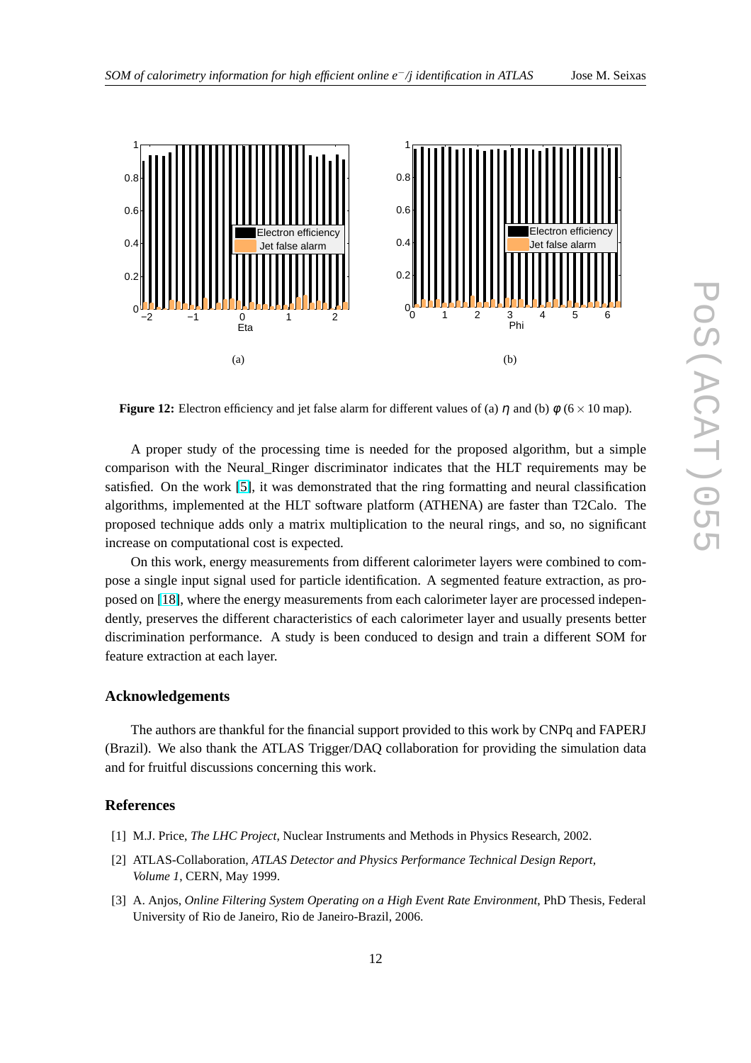**Figure 12:** Electron efficiency and jet false alarm for different values of (a) $\eta$ and (b) $\phi$ ($6 \times 10$ map).

A proper study of the processing time is needed for the proposed algorithm, but a simple comparison with the Neural_Ringer discriminator indicates that the HLT requirements may be satisfied. On the work [5], it was demonstrated that the ring formatting and neural classification algorithms, implemented at the HLT software platform (ATHENA) are faster than T2Calo. The proposed technique adds only a matrix multiplication to the neural rings, and so, no significant increase on computational cost is expected.

On this work, energy measurements from different calorimeter layers were combined to compose a single input signal used for particle identification. A segmented feature extraction, as proposed on [18], where the energy measurements from each calorimeter layer are processed independently, preserves the different characteristics of each calorimeter layer and usually presents better discrimination performance. A study is been conduced to design and train a different SOM for feature extraction at each layer.

## Acknowledgements

The authors are thankful for the financial support provided to this work by CNPq and FAPERJ (Brazil). We also thank the ATLAS Trigger/DAQ collaboration for providing the simulation data and for fruitful discussions concerning this work.

## References

[1] M.J. Price, *The LHC Project*, Nuclear Instruments and Methods in Physics Research, 2002.

[2] ATLAS-Collaboration, *ATLAS Detector and Physics Performance Technical Design Report, Volume 1*, CERN, May 1999.

[3] A. Anjos, *Online Filtering System Operating on a High Event Rate Environment*, PhD Thesis, Federal University of Rio de Janeiro, Rio de Janeiro-Brazil, 2006.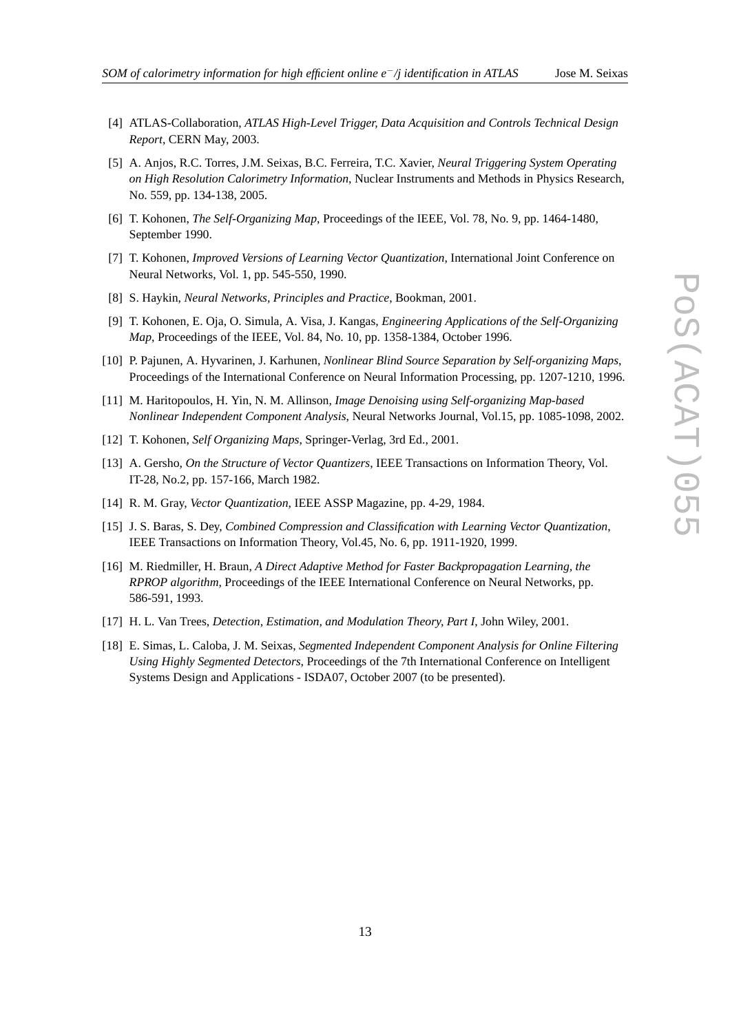[4] ATLAS-Collaboration, *ATLAS High-Level Trigger, Data Acquisition and Controls Technical Design Report*, CERN May, 2003.

[5] A. Anjos, R.C. Torres, J.M. Seixas, B.C. Ferreira, T.C. Xavier, *Neural Triggering System Operating on High Resolution Calorimetry Information*, Nuclear Instruments and Methods in Physics Research, No. 559, pp. 134-138, 2005.

[6] T. Kohonen, *The Self-Organizing Map*, Proceedings of the IEEE, Vol. 78, No. 9, pp. 1464-1480, September 1990.

[7] T. Kohonen, *Improved Versions of Learning Vector Quantization*, International Joint Conference on Neural Networks, Vol. 1, pp. 545-550, 1990.

[8] S. Haykin, *Neural Networks, Principles and Practice*, Bookman, 2001.

[9] T. Kohonen, E. Oja, O. Simula, A. Visa, J. Kangas, *Engineering Applications of the Self-Organizing Map*, Proceedings of the IEEE, Vol. 84, No. 10, pp. 1358-1384, October 1996.

[10] P. Pajunen, A. Hyvarinen, J. Karhunen, *Nonlinear Blind Source Separation by Self-organizing Maps*, Proceedings of the International Conference on Neural Information Processing, pp. 1207-1210, 1996.

[11] M. Haritopoulos, H. Yin, N. M. Allinson, *Image Denoising using Self-organizing Map-based Nonlinear Independent Component Analysis*, Neural Networks Journal, Vol.15, pp. 1085-1098, 2002.

[12] T. Kohonen, *Self Organizing Maps*, Springer-Verlag, 3rd Ed., 2001.

[13] A. Gersho, *On the Structure of Vector Quantizers*, IEEE Transactions on Information Theory, Vol. IT-28, No.2, pp. 157-166, March 1982.

[14] R. M. Gray, *Vector Quantization*, IEEE ASSP Magazine, pp. 4-29, 1984.

[15] J. S. Baras, S. Dey, *Combined Compression and Classification with Learning Vector Quantization*, IEEE Transactions on Information Theory, Vol.45, No. 6, pp. 1911-1920, 1999.

[16] M. Riedmiller, H. Braun, *A Direct Adaptive Method for Faster Backpropagation Learning, the RPROP algorithm*, Proceedings of the IEEE International Conference on Neural Networks, pp. 586-591, 1993.

[17] H. L. Van Trees, *Detection, Estimation, and Modulation Theory, Part I*, John Wiley, 2001.

[18] E. Simas, L. Caloba, J. M. Seixas, *Segmented Independent Component Analysis for Online Filtering Using Highly Segmented Detectors*, Proceedings of the 7th International Conference on Intelligent Systems Design and Applications - ISDA07, October 2007 (to be presented).